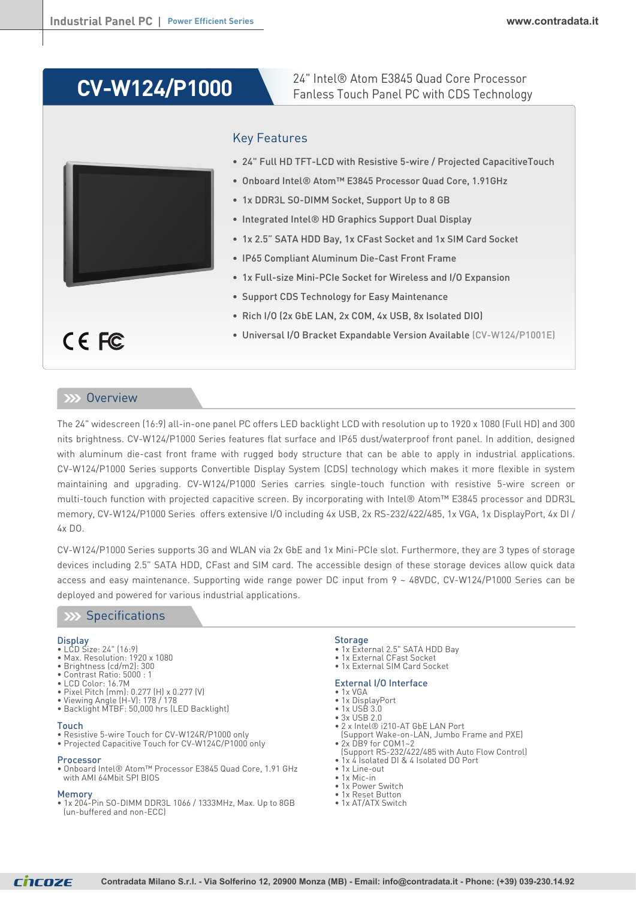# CV-W124/P1000

24" Intel® Atom E3845 Quad Core Processor
Fanless Touch Panel PC with CDS Technology

## Key Features

- 24" Full HD TFT-LCD with Resistive 5-wire / Projected CapacitiveTouch
- Onboard Intel® Atom™ E3845 Processor Quad Core, 1.91GHz
- 1x DDR3L SO-DIMM Socket, Support Up to 8 GB
- Integrated Intel® HD Graphics Support Dual Display
- 1x 2.5" SATA HDD Bay, 1x CFast Socket and 1x SIM Card Socket
- IP65 Compliant Aluminum Die-Cast Front Frame
- 1x Full-size Mini-PCIe Socket for Wireless and I/O Expansion
- Support CDS Technology for Easy Maintenance
- Rich I/O (2x GbE LAN, 2x COM, 4x USB, 8x Isolated DIO)
- Universal I/O Bracket Expandable Version Available (CV-W124/P1001E)

CE FC

## Overview

The 24" widescreen (16:9) all-in-one panel PC offers LED backlight LCD with resolution up to 1920 x 1080 (Full HD) and 300 nits brightness. CV-W124/P1000 Series features flat surface and IP65 dust/waterproof front panel. In addition, designed with aluminum die-cast front frame with rugged body structure that can be able to apply in industrial applications. CV-W124/P1000 Series supports Convertible Display System (CDS) technology which makes it more flexible in system maintaining and upgrading. CV-W124/P1000 Series carries single-touch function with resistive 5-wire screen or multi-touch function with projected capacitive screen. By incorporating with Intel® Atom™ E3845 processor and DDR3L memory, CV-W124/P1000 Series offers extensive I/O including 4x USB, 2x RS-232/422/485, 1x VGA, 1x DisplayPort, 4x DI / 4x DO.

CV-W124/P1000 Series supports 3G and WLAN via 2x GbE and 1x Mini-PCIe slot. Furthermore, they are 3 types of storage devices including 2.5" SATA HDD, CFast and SIM card. The accessible design of these storage devices allow quick data access and easy maintenance. Supporting wide range power DC input from 9 ~ 48VDC, CV-W124/P1000 Series can be deployed and powered for various industrial applications.

## Specifications

### Display
- LCD Size: 24" (16:9)
- Max. Resolution: 1920 x 1080
- Brightness (cd/m2): 300
- Contrast Ratio: 5000 : 1
- LCD Color: 16.7M
- Pixel Pitch (mm): 0.277 (H) x 0.277 (V)
- Viewing Angle (H-V): 178 / 178
- Backlight MTBF: 50,000 hrs (LED Backlight)

### Touch
- Resistive 5-wire Touch for CV-W124R/P1000 only
- Projected Capacitive Touch for CV-W124C/P1000 only

### Processor
- Onboard Intel® Atom™ Processor E3845 Quad Core, 1.91 GHz with AMI 64Mbit SPI BIOS

### Memory
- 1x 204-Pin SO-DIMM DDR3L 1066 / 1333MHz, Max. Up to 8GB (un-buffered and non-ECC)

### Storage
- 1x External 2.5" SATA HDD Bay
- 1x External CFast Socket
- 1x External SIM Card Socket

### External I/O Interface
- 1x VGA
- 1x DisplayPort
- 1x USB 3.0
- 3x USB 2.0
- 2 x Intel® i210-AT GbE LAN Port (Support Wake-on-LAN, Jumbo Frame and PXE)
- 2x DB9 for COM1~2 (Support RS-232/422/485 with Auto Flow Control)
- 1x 4 Isolated DI & 4 Isolated DO Port
- 1x Line-out
- 1x Mic-in
- 1x Power Switch
- 1x Reset Button
- 1x AT/ATX Switch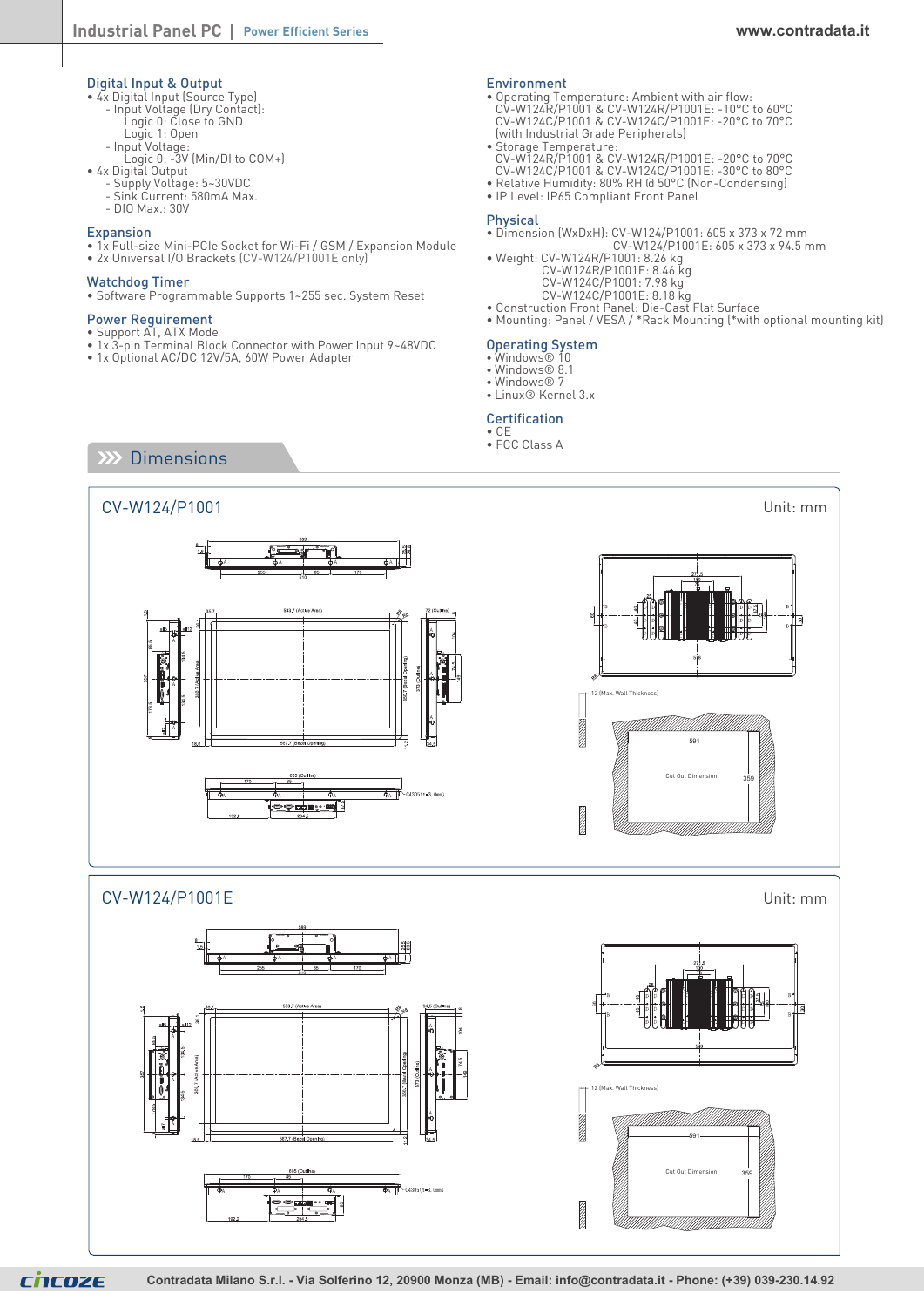## Digital Input & Output

- 4x Digital Input (Source Type)
  - Input Voltage (Dry Contact):
    - Logic 0: Close to GND
    - Logic 1: Open
  - Input Voltage:
    - Logic 0: -3V (Min/DI to COM+)
- 4x Digital Output
  - Supply Voltage: 5~30VDC
  - Sink Current: 580mA Max.
  - DIO Max.: 30V

## Expansion

- 1x Full-size Mini-PCIe Socket for Wi-Fi / GSM / Expansion Module
- 2x Universal I/O Brackets (CV-W124/P1001E only)

## Watchdog Timer

- Software Programmable Supports 1~255 sec. System Reset

## Power Requirement

- Support AT, ATX Mode
- 1x 3-pin Terminal Block Connector with Power Input 9~48VDC
- 1x Optional AC/DC 12V/5A, 60W Power Adapter

## Environment

- Operating Temperature: Ambient with air flow:
  CV-W124R/P1001 & CV-W124R/P1001E: -10°C to 60°C
  CV-W124C/P1001 & CV-W124C/P1001E: -20°C to 70°C
  (with Industrial Grade Peripherals)
- Storage Temperature:
  CV-W124R/P1001 & CV-W124R/P1001E: -20°C to 70°C
  CV-W124C/P1001 & CV-W124C/P1001E: -30°C to 80°C
- Relative Humidity: 80% RH @ 50°C (Non-Condensing)
- IP Level: IP65 Compliant Front Panel

## Physical

- Dimension (WxDxH): CV-W124/P1001: 605 x 373 x 72 mm
  CV-W124/P1001E: 605 x 373 x 94.5 mm
- Weight: CV-W124R/P1001: 8.26 kg
  CV-W124R/P1001E: 8.46 kg
  CV-W124C/P1001: 7.98 kg
  CV-W124C/P1001E: 8.18 kg
- Construction Front Panel: Die-Cast Flat Surface
- Mounting: Panel / VESA / *Rack Mounting (*with optional mounting kit)

## Operating System

- Windows® 10
- Windows® 8.1
- Windows® 7
- Linux® Kernel 3.x

## Certification

- CE
- FCC Class A

## Dimensions

### CV-W124/P1001

Unit: mm

### CV-W124/P1001E

Unit: mm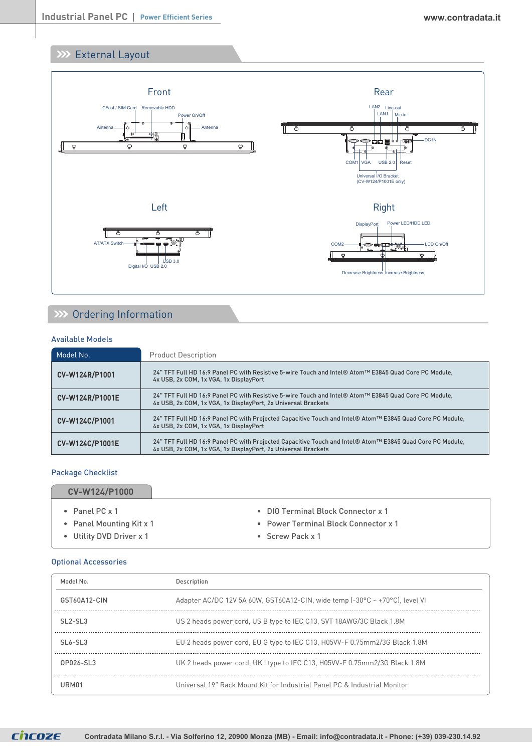## External Layout

Front

CFast / SIM Card
Removable HDD
Power On/Off
Antenna
Antenna

Rear

LAN2
Line-out
LAN1
Mic-in
DC IN
COM1
VGA
USB 2.0
Reset
Universal I/O Bracket
(CV-W124/P1001E only)

Left

AT/ATX Switch
USB 3.0
Digital I/O
USB 2.0

Right

DisplayPort
Power LED/HDD LED
COM2
LCD On/Off
Decrease Brightness
Increase Brightness

## Ordering Information

### Available Models

| Model No. | Product Description |
|---|---|
| **CV-W124R/P1001** | 24" TFT Full HD 16:9 Panel PC with Resistive 5-wire Touch and Intel® Atom™ E3845 Quad Core PC Module, 4x USB, 2x COM, 1x VGA, 1x DisplayPort |
| **CV-W124R/P1001E** | 24" TFT Full HD 16:9 Panel PC with Resistive 5-wire Touch and Intel® Atom™ E3845 Quad Core PC Module, 4x USB, 2x COM, 1x VGA, 1x DisplayPort, 2x Universal Brackets |
| **CV-W124C/P1001** | 24" TFT Full HD 16:9 Panel PC with Projected Capacitive Touch and Intel® Atom™ E3845 Quad Core PC Module, 4x USB, 2x COM, 1x VGA, 1x DisplayPort |
| **CV-W124C/P1001E** | 24" TFT Full HD 16:9 Panel PC with Projected Capacitive Touch and Intel® Atom™ E3845 Quad Core PC Module, 4x USB, 2x COM, 1x VGA, 1x DisplayPort, 2x Universal Brackets |

### Package Checklist

**CV-W124/P1000**

- Panel PC x 1
- Panel Mounting Kit x 1
- Utility DVD Driver x 1
- DIO Terminal Block Connector x 1
- Power Terminal Block Connector x 1
- Screw Pack x 1

### Optional Accessories

| Model No. | Description |
|---|---|
| GST60A12-CIN | Adapter AC/DC 12V 5A 60W, GST60A12-CIN, wide temp (-30°C ~ +70°C), level VI |
| SL2-SL3 | US 2 heads power cord, US B type to IEC C13, SVT 18AWG/3C Black 1.8M |
| SL6-SL3 | EU 2 heads power cord, EU G type to IEC C13, H05VV-F 0.75mm2/3G Black 1.8M |
| QP026-SL3 | UK 2 heads power cord, UK I type to IEC C13, H05VV-F 0.75mm2/3G Black 1.8M |
| URM01 | Universal 19" Rack Mount Kit for Industrial Panel PC & Industrial Monitor |